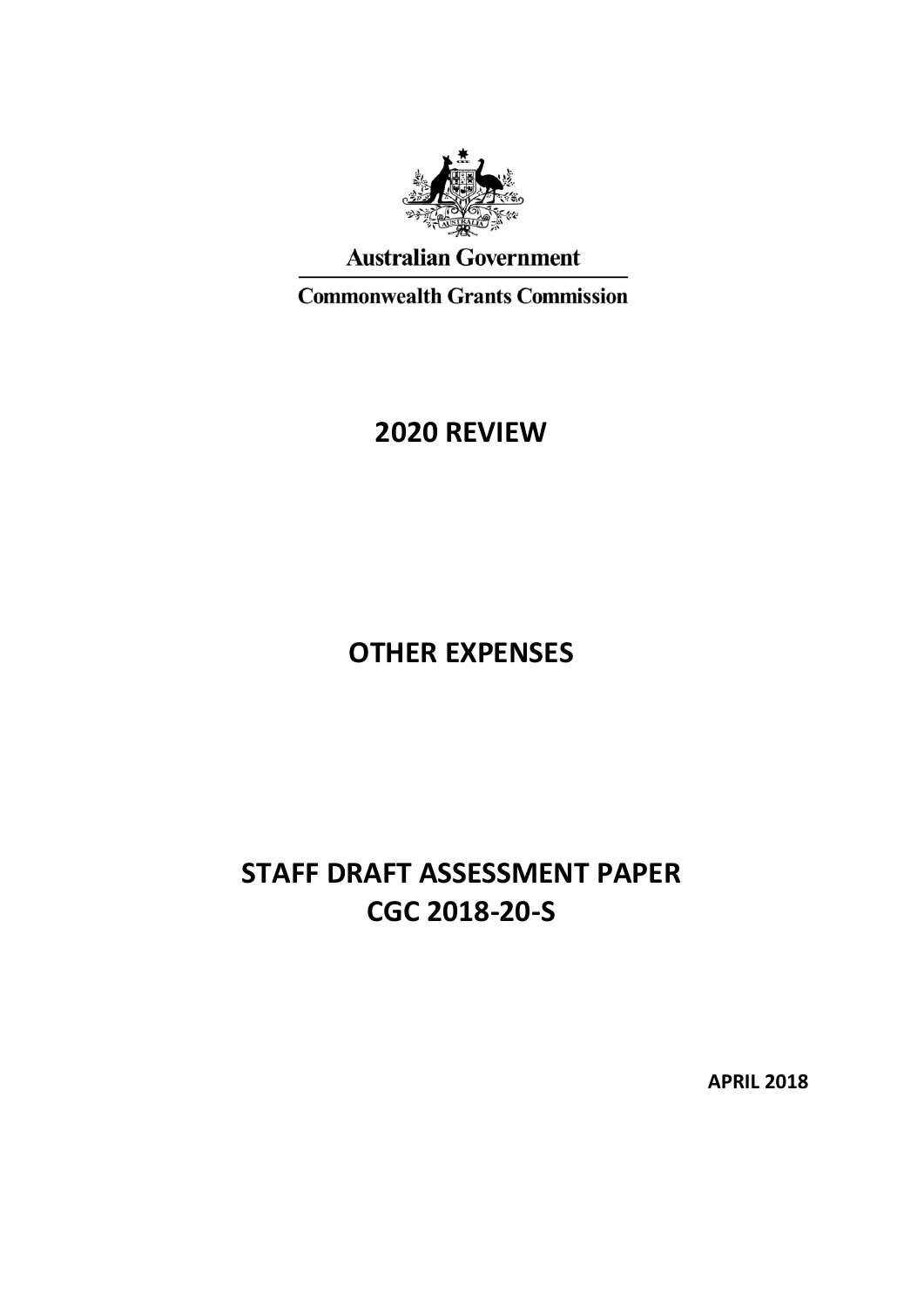Australian Government

Commonwealth Grants Commission

# 2020 REVIEW

# OTHER EXPENSES

# STAFF DRAFT ASSESSMENT PAPER
# CGC 2018-20-S

**APRIL 2018**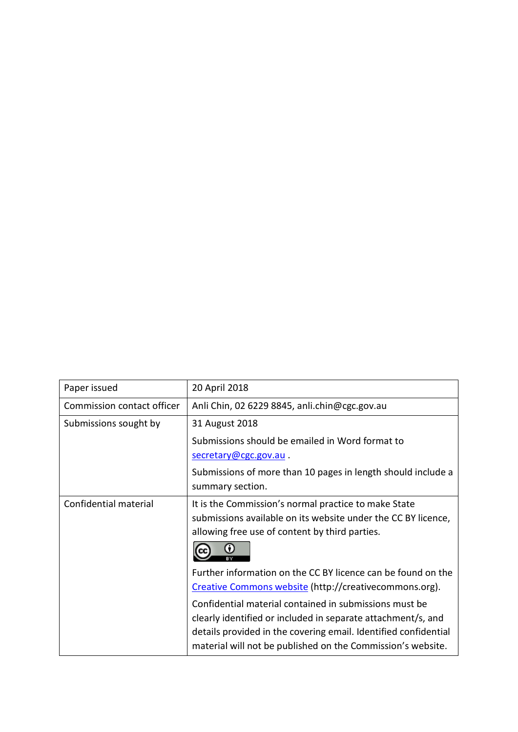| Paper issued | 20 April 2018 |
| --- | --- |
| Commission contact officer | Anli Chin, 02 6229 8845, anli.chin@cgc.gov.au |
| Submissions sought by | 31 August 2018<br><br>Submissions should be emailed in Word format to secretary@cgc.gov.au .<br><br>Submissions of more than 10 pages in length should include a summary section. |
| Confidential material | It is the Commission's normal practice to make State submissions available on its website under the CC BY licence, allowing free use of content by third parties.<br><br>Further information on the CC BY licence can be found on the Creative Commons website (http://creativecommons.org).<br><br>Confidential material contained in submissions must be clearly identified or included in separate attachment/s, and details provided in the covering email. Identified confidential material will not be published on the Commission's website. |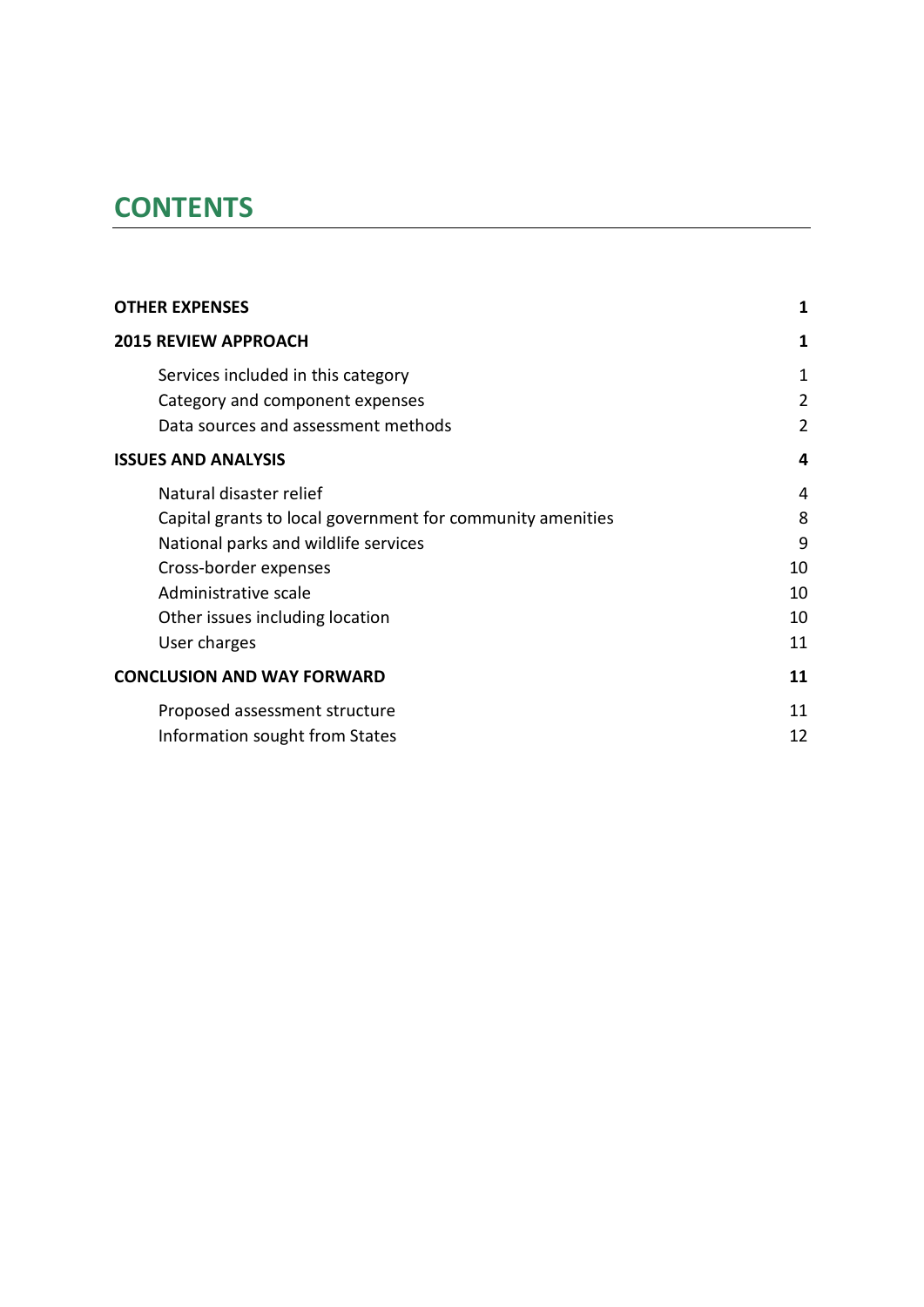# CONTENTS

| | |
|---|---|
| **OTHER EXPENSES** | **1** |
| **2015 REVIEW APPROACH** | **1** |
| Services included in this category | 1 |
| Category and component expenses | 2 |
| Data sources and assessment methods | 2 |
| **ISSUES AND ANALYSIS** | **4** |
| Natural disaster relief | 4 |
| Capital grants to local government for community amenities | 8 |
| National parks and wildlife services | 9 |
| Cross-border expenses | 10 |
| Administrative scale | 10 |
| Other issues including location | 10 |
| User charges | 11 |
| **CONCLUSION AND WAY FORWARD** | **11** |
| Proposed assessment structure | 11 |
| Information sought from States | 12 |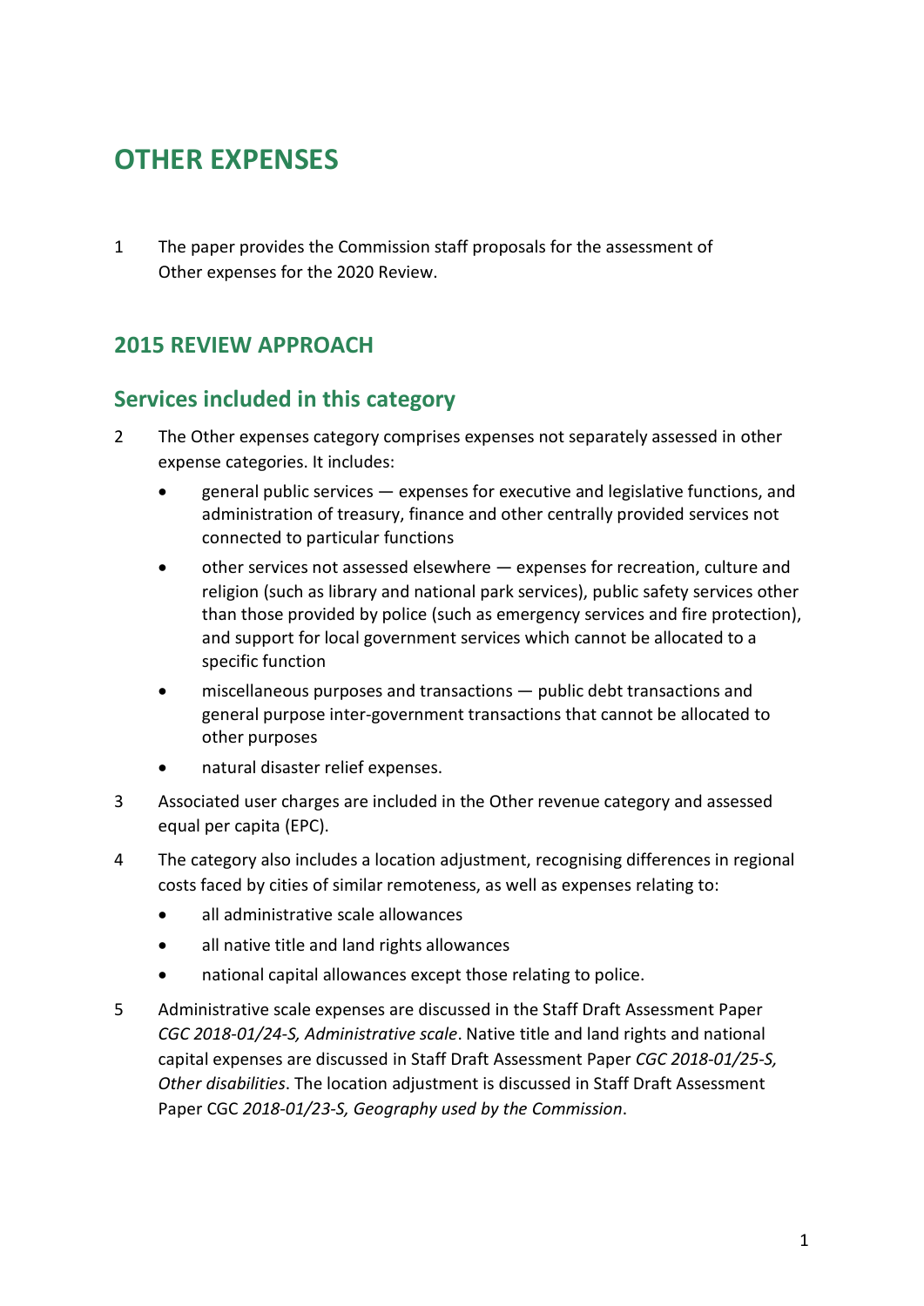# OTHER EXPENSES

1 The paper provides the Commission staff proposals for the assessment of Other expenses for the 2020 Review.

## 2015 REVIEW APPROACH

## Services included in this category

2 The Other expenses category comprises expenses not separately assessed in other expense categories. It includes:

- general public services — expenses for executive and legislative functions, and administration of treasury, finance and other centrally provided services not connected to particular functions
- other services not assessed elsewhere — expenses for recreation, culture and religion (such as library and national park services), public safety services other than those provided by police (such as emergency services and fire protection), and support for local government services which cannot be allocated to a specific function
- miscellaneous purposes and transactions — public debt transactions and general purpose inter-government transactions that cannot be allocated to other purposes
- natural disaster relief expenses.

3 Associated user charges are included in the Other revenue category and assessed equal per capita (EPC).

4 The category also includes a location adjustment, recognising differences in regional costs faced by cities of similar remoteness, as well as expenses relating to:

- all administrative scale allowances
- all native title and land rights allowances
- national capital allowances except those relating to police.

5 Administrative scale expenses are discussed in the Staff Draft Assessment Paper *CGC 2018-01/24-S, Administrative scale*. Native title and land rights and national capital expenses are discussed in Staff Draft Assessment Paper *CGC 2018-01/25-S, Other disabilities*. The location adjustment is discussed in Staff Draft Assessment Paper CGC *2018-01/23-S, Geography used by the Commission*.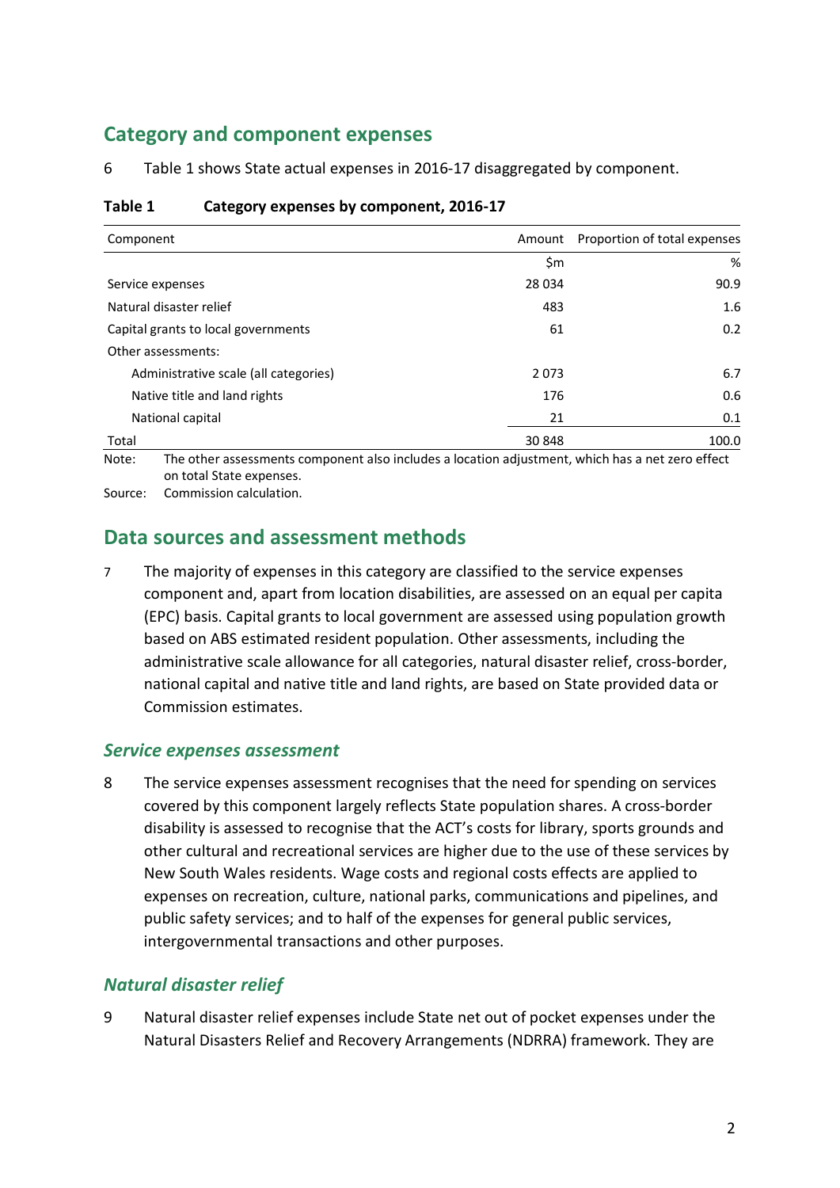## Category and component expenses

6 Table 1 shows State actual expenses in 2016-17 disaggregated by component.

**Table 1 Category expenses by component, 2016-17**

| Component | Amount | Proportion of total expenses |
|---|---|---|
| | $m | % |
| Service expenses | 28 034 | 90.9 |
| Natural disaster relief | 483 | 1.6 |
| Capital grants to local governments | 61 | 0.2 |
| Other assessments: | | |
| Administrative scale (all categories) | 2 073 | 6.7 |
| Native title and land rights | 176 | 0.6 |
| National capital | 21 | 0.1 |
| Total | 30 848 | 100.0 |

Note: The other assessments component also includes a location adjustment, which has a net zero effect on total State expenses.

Source: Commission calculation.

## Data sources and assessment methods

7 The majority of expenses in this category are classified to the service expenses component and, apart from location disabilities, are assessed on an equal per capita (EPC) basis. Capital grants to local government are assessed using population growth based on ABS estimated resident population. Other assessments, including the administrative scale allowance for all categories, natural disaster relief, cross-border, national capital and native title and land rights, are based on State provided data or Commission estimates.

### *Service expenses assessment*

8 The service expenses assessment recognises that the need for spending on services covered by this component largely reflects State population shares. A cross-border disability is assessed to recognise that the ACT's costs for library, sports grounds and other cultural and recreational services are higher due to the use of these services by New South Wales residents. Wage costs and regional costs effects are applied to expenses on recreation, culture, national parks, communications and pipelines, and public safety services; and to half of the expenses for general public services, intergovernmental transactions and other purposes.

### *Natural disaster relief*

9 Natural disaster relief expenses include State net out of pocket expenses under the Natural Disasters Relief and Recovery Arrangements (NDRRA) framework. They are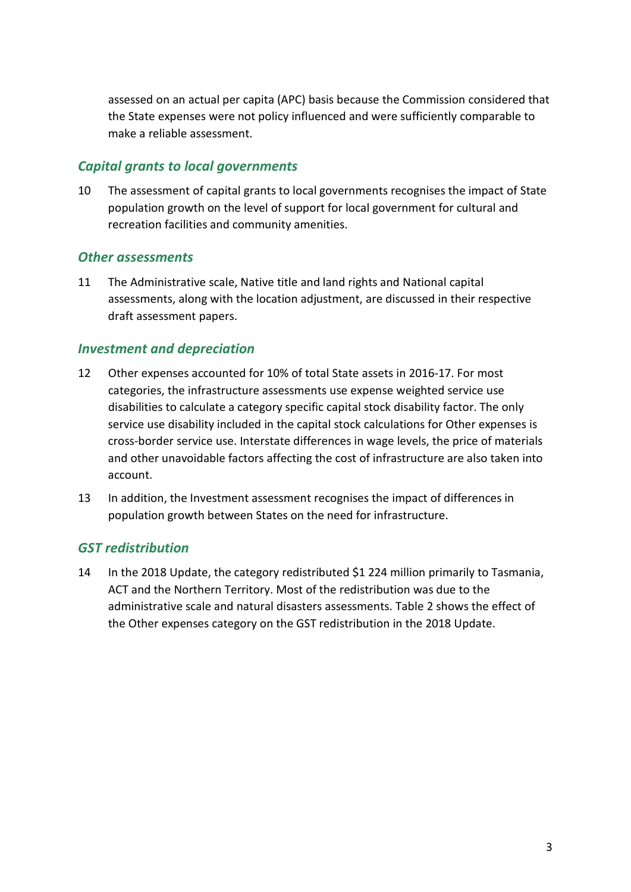assessed on an actual per capita (APC) basis because the Commission considered that the State expenses were not policy influenced and were sufficiently comparable to make a reliable assessment.

### *Capital grants to local governments*

10 The assessment of capital grants to local governments recognises the impact of State population growth on the level of support for local government for cultural and recreation facilities and community amenities.

### *Other assessments*

11 The Administrative scale, Native title and land rights and National capital assessments, along with the location adjustment, are discussed in their respective draft assessment papers.

### *Investment and depreciation*

12 Other expenses accounted for 10% of total State assets in 2016-17. For most categories, the infrastructure assessments use expense weighted service use disabilities to calculate a category specific capital stock disability factor. The only service use disability included in the capital stock calculations for Other expenses is cross-border service use. Interstate differences in wage levels, the price of materials and other unavoidable factors affecting the cost of infrastructure are also taken into account.

13 In addition, the Investment assessment recognises the impact of differences in population growth between States on the need for infrastructure.

### *GST redistribution*

14 In the 2018 Update, the category redistributed $1 224 million primarily to Tasmania, ACT and the Northern Territory. Most of the redistribution was due to the administrative scale and natural disasters assessments. Table 2 shows the effect of the Other expenses category on the GST redistribution in the 2018 Update.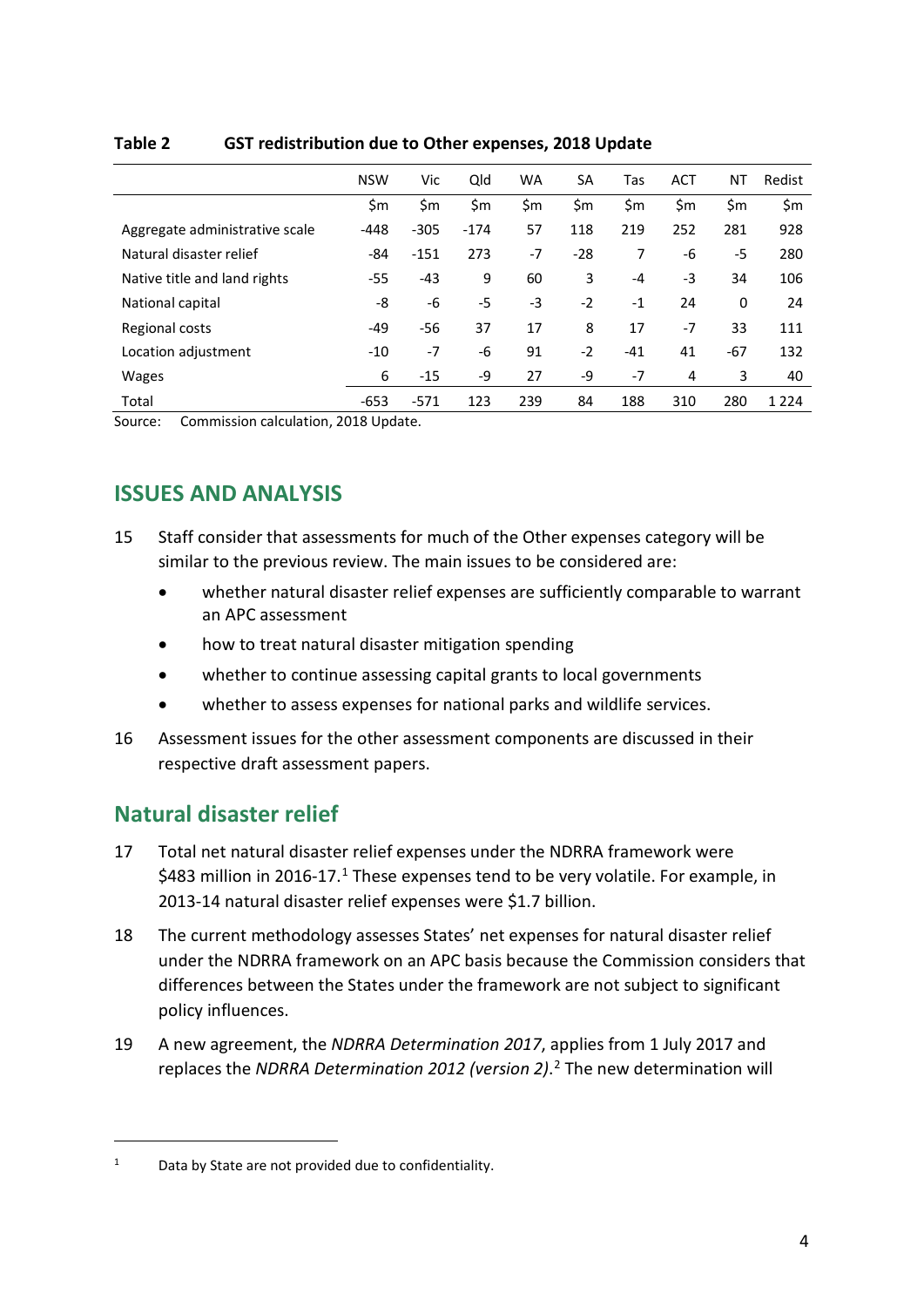**Table 2 GST redistribution due to Other expenses, 2018 Update**

| | NSW | Vic | Qld | WA | SA | Tas | ACT | NT | Redist |
|---|---|---|---|---|---|---|---|---|---|
| | $m | $m | $m | $m | $m | $m | $m | $m | $m |
| Aggregate administrative scale | -448 | -305 | -174 | 57 | 118 | 219 | 252 | 281 | 928 |
| Natural disaster relief | -84 | -151 | 273 | -7 | -28 | 7 | -6 | -5 | 280 |
| Native title and land rights | -55 | -43 | 9 | 60 | 3 | -4 | -3 | 34 | 106 |
| National capital | -8 | -6 | -5 | -3 | -2 | -1 | 24 | 0 | 24 |
| Regional costs | -49 | -56 | 37 | 17 | 8 | 17 | -7 | 33 | 111 |
| Location adjustment | -10 | -7 | -6 | 91 | -2 | -41 | 41 | -67 | 132 |
| Wages | 6 | -15 | -9 | 27 | -9 | -7 | 4 | 3 | 40 |
| Total | -653 | -571 | 123 | 239 | 84 | 188 | 310 | 280 | 1 224 |

Source: Commission calculation, 2018 Update.

## ISSUES AND ANALYSIS

15 Staff consider that assessments for much of the Other expenses category will be similar to the previous review. The main issues to be considered are:

- whether natural disaster relief expenses are sufficiently comparable to warrant an APC assessment
- how to treat natural disaster mitigation spending
- whether to continue assessing capital grants to local governments
- whether to assess expenses for national parks and wildlife services.

16 Assessment issues for the other assessment components are discussed in their respective draft assessment papers.

## Natural disaster relief

17 Total net natural disaster relief expenses under the NDRRA framework were $483 million in 2016-17.[1] These expenses tend to be very volatile. For example, in 2013-14 natural disaster relief expenses were $1.7 billion.

18 The current methodology assesses States' net expenses for natural disaster relief under the NDRRA framework on an APC basis because the Commission considers that differences between the States under the framework are not subject to significant policy influences.

19 A new agreement, the *NDRRA Determination 2017*, applies from 1 July 2017 and replaces the *NDRRA Determination 2012 (version 2)*.[2] The new determination will

[1] Data by State are not provided due to confidentiality.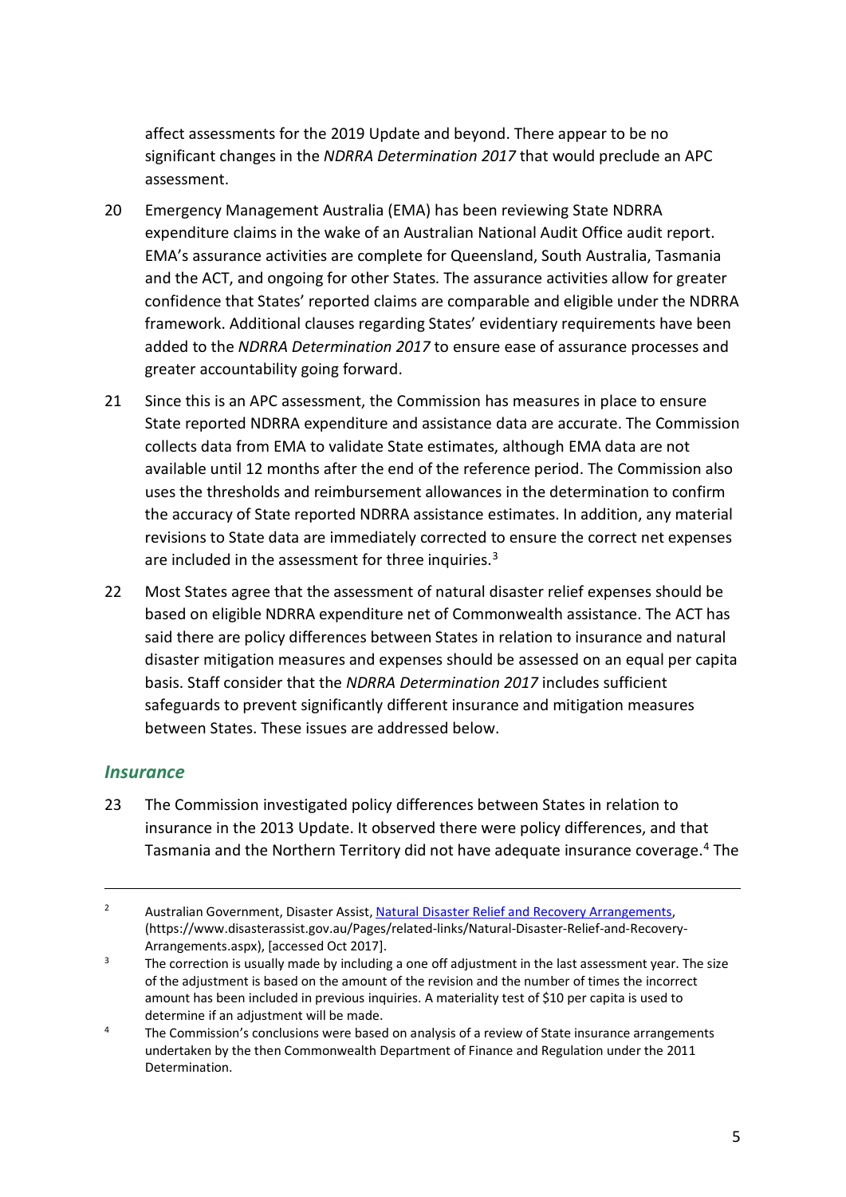affect assessments for the 2019 Update and beyond. There appear to be no significant changes in the *NDRRA Determination 2017* that would preclude an APC assessment.

20 Emergency Management Australia (EMA) has been reviewing State NDRRA expenditure claims in the wake of an Australian National Audit Office audit report. EMA's assurance activities are complete for Queensland, South Australia, Tasmania and the ACT, and ongoing for other States. The assurance activities allow for greater confidence that States' reported claims are comparable and eligible under the NDRRA framework. Additional clauses regarding States' evidentiary requirements have been added to the *NDRRA Determination 2017* to ensure ease of assurance processes and greater accountability going forward.

21 Since this is an APC assessment, the Commission has measures in place to ensure State reported NDRRA expenditure and assistance data are accurate. The Commission collects data from EMA to validate State estimates, although EMA data are not available until 12 months after the end of the reference period. The Commission also uses the thresholds and reimbursement allowances in the determination to confirm the accuracy of State reported NDRRA assistance estimates. In addition, any material revisions to State data are immediately corrected to ensure the correct net expenses are included in the assessment for three inquiries.[3]

22 Most States agree that the assessment of natural disaster relief expenses should be based on eligible NDRRA expenditure net of Commonwealth assistance. The ACT has said there are policy differences between States in relation to insurance and natural disaster mitigation measures and expenses should be assessed on an equal per capita basis. Staff consider that the *NDRRA Determination 2017* includes sufficient safeguards to prevent significantly different insurance and mitigation measures between States. These issues are addressed below.

### *Insurance*

23 The Commission investigated policy differences between States in relation to insurance in the 2013 Update. It observed there were policy differences, and that Tasmania and the Northern Territory did not have adequate insurance coverage.[4] The

---

[2] Australian Government, Disaster Assist, Natural Disaster Relief and Recovery Arrangements, (https://www.disasterassist.gov.au/Pages/related-links/Natural-Disaster-Relief-and-Recovery-Arrangements.aspx), [accessed Oct 2017].

[3] The correction is usually made by including a one off adjustment in the last assessment year. The size of the adjustment is based on the amount of the revision and the number of times the incorrect amount has been included in previous inquiries. A materiality test of $10 per capita is used to determine if an adjustment will be made.

[4] The Commission's conclusions were based on analysis of a review of State insurance arrangements undertaken by the then Commonwealth Department of Finance and Regulation under the 2011 Determination.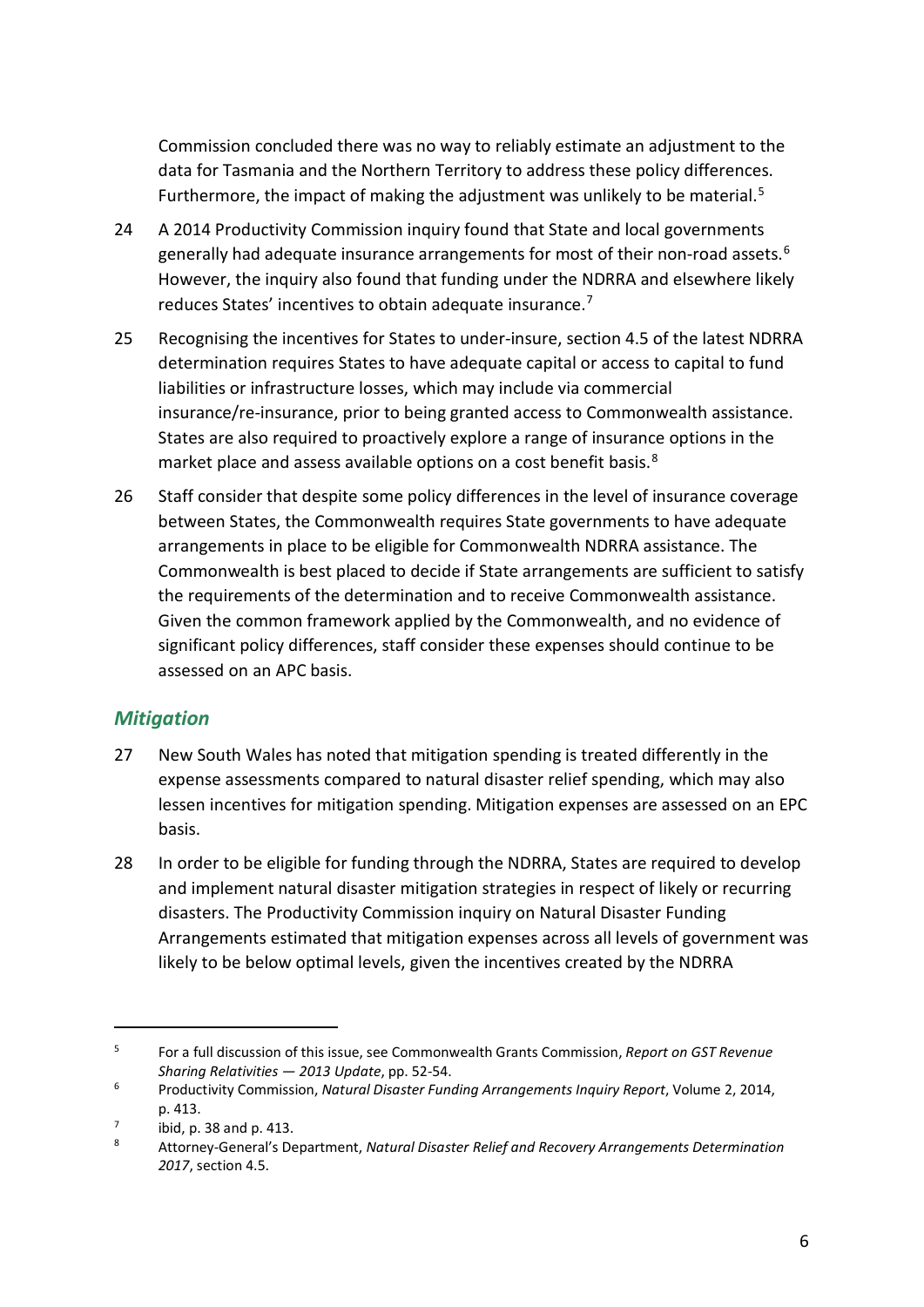Commission concluded there was no way to reliably estimate an adjustment to the data for Tasmania and the Northern Territory to address these policy differences. Furthermore, the impact of making the adjustment was unlikely to be material.[5]

24 A 2014 Productivity Commission inquiry found that State and local governments generally had adequate insurance arrangements for most of their non-road assets.[6] However, the inquiry also found that funding under the NDRRA and elsewhere likely reduces States' incentives to obtain adequate insurance.[7]

25 Recognising the incentives for States to under-insure, section 4.5 of the latest NDRRA determination requires States to have adequate capital or access to capital to fund liabilities or infrastructure losses, which may include via commercial insurance/re-insurance, prior to being granted access to Commonwealth assistance. States are also required to proactively explore a range of insurance options in the market place and assess available options on a cost benefit basis.[8]

26 Staff consider that despite some policy differences in the level of insurance coverage between States, the Commonwealth requires State governments to have adequate arrangements in place to be eligible for Commonwealth NDRRA assistance. The Commonwealth is best placed to decide if State arrangements are sufficient to satisfy the requirements of the determination and to receive Commonwealth assistance. Given the common framework applied by the Commonwealth, and no evidence of significant policy differences, staff consider these expenses should continue to be assessed on an APC basis.

### *Mitigation*

27 New South Wales has noted that mitigation spending is treated differently in the expense assessments compared to natural disaster relief spending, which may also lessen incentives for mitigation spending. Mitigation expenses are assessed on an EPC basis.

28 In order to be eligible for funding through the NDRRA, States are required to develop and implement natural disaster mitigation strategies in respect of likely or recurring disasters. The Productivity Commission inquiry on Natural Disaster Funding Arrangements estimated that mitigation expenses across all levels of government was likely to be below optimal levels, given the incentives created by the NDRRA

---

[5] For a full discussion of this issue, see Commonwealth Grants Commission, *Report on GST Revenue Sharing Relativities — 2013 Update*, pp. 52-54.

[6] Productivity Commission, *Natural Disaster Funding Arrangements Inquiry Report*, Volume 2, 2014, p. 413.

[7] ibid, p. 38 and p. 413.

[8] Attorney-General's Department, *Natural Disaster Relief and Recovery Arrangements Determination 2017*, section 4.5.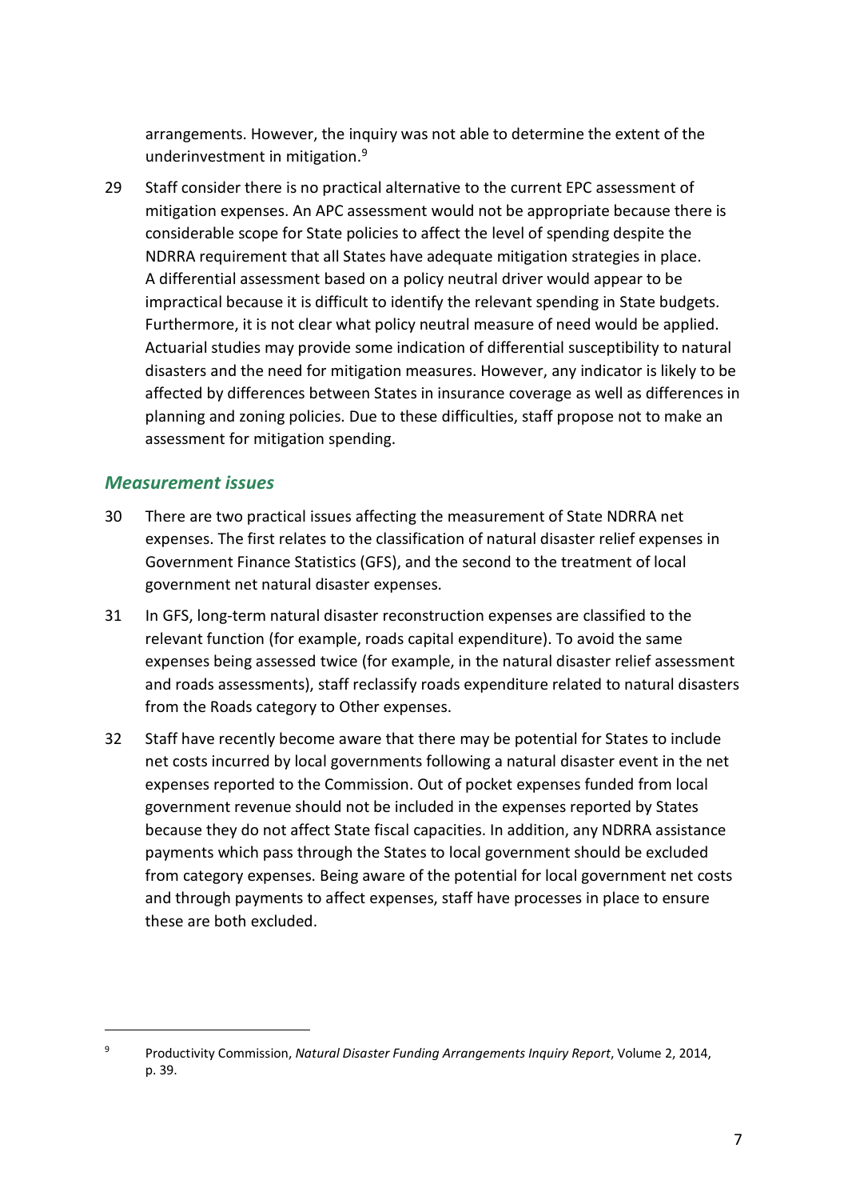arrangements. However, the inquiry was not able to determine the extent of the underinvestment in mitigation.[9]

29 Staff consider there is no practical alternative to the current EPC assessment of mitigation expenses. An APC assessment would not be appropriate because there is considerable scope for State policies to affect the level of spending despite the NDRRA requirement that all States have adequate mitigation strategies in place. A differential assessment based on a policy neutral driver would appear to be impractical because it is difficult to identify the relevant spending in State budgets. Furthermore, it is not clear what policy neutral measure of need would be applied. Actuarial studies may provide some indication of differential susceptibility to natural disasters and the need for mitigation measures. However, any indicator is likely to be affected by differences between States in insurance coverage as well as differences in planning and zoning policies. Due to these difficulties, staff propose not to make an assessment for mitigation spending.

### *Measurement issues*

30 There are two practical issues affecting the measurement of State NDRRA net expenses. The first relates to the classification of natural disaster relief expenses in Government Finance Statistics (GFS), and the second to the treatment of local government net natural disaster expenses.

31 In GFS, long-term natural disaster reconstruction expenses are classified to the relevant function (for example, roads capital expenditure). To avoid the same expenses being assessed twice (for example, in the natural disaster relief assessment and roads assessments), staff reclassify roads expenditure related to natural disasters from the Roads category to Other expenses.

32 Staff have recently become aware that there may be potential for States to include net costs incurred by local governments following a natural disaster event in the net expenses reported to the Commission. Out of pocket expenses funded from local government revenue should not be included in the expenses reported by States because they do not affect State fiscal capacities. In addition, any NDRRA assistance payments which pass through the States to local government should be excluded from category expenses. Being aware of the potential for local government net costs and through payments to affect expenses, staff have processes in place to ensure these are both excluded.

---

[9] Productivity Commission, *Natural Disaster Funding Arrangements Inquiry Report*, Volume 2, 2014, p. 39.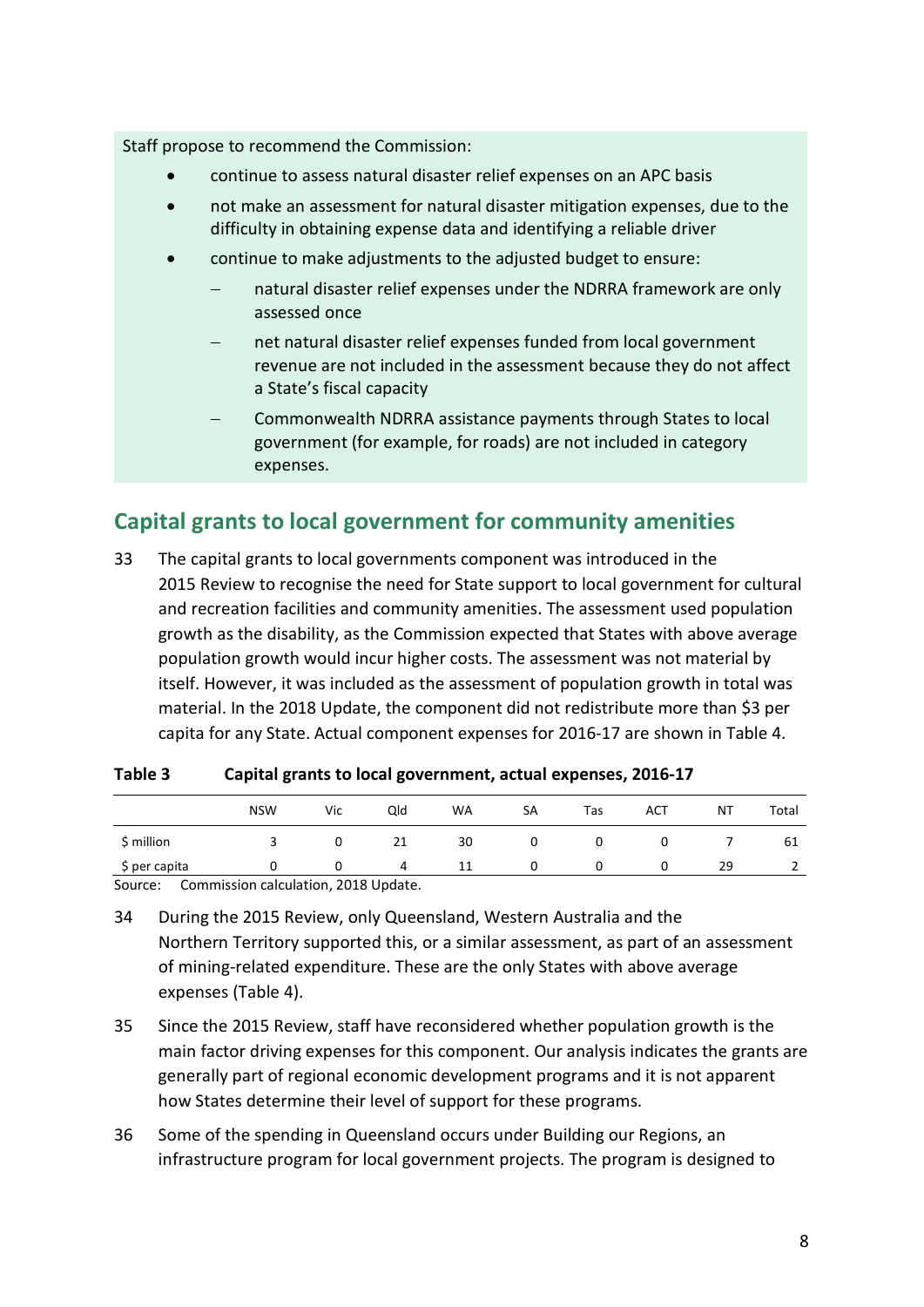Staff propose to recommend the Commission:

- continue to assess natural disaster relief expenses on an APC basis
- not make an assessment for natural disaster mitigation expenses, due to the difficulty in obtaining expense data and identifying a reliable driver
- continue to make adjustments to the adjusted budget to ensure:
  - natural disaster relief expenses under the NDRRA framework are only assessed once
  - net natural disaster relief expenses funded from local government revenue are not included in the assessment because they do not affect a State's fiscal capacity
  - Commonwealth NDRRA assistance payments through States to local government (for example, for roads) are not included in category expenses.

## Capital grants to local government for community amenities

33 The capital grants to local governments component was introduced in the 2015 Review to recognise the need for State support to local government for cultural and recreation facilities and community amenities. The assessment used population growth as the disability, as the Commission expected that States with above average population growth would incur higher costs. The assessment was not material by itself. However, it was included as the assessment of population growth in total was material. In the 2018 Update, the component did not redistribute more than $3 per capita for any State. Actual component expenses for 2016-17 are shown in Table 4.

**Table 3 Capital grants to local government, actual expenses, 2016-17**

| | NSW | Vic | Qld | WA | SA | Tas | ACT | NT | Total |
|---|---|---|---|---|---|---|---|---|---|
| $ million | 3 | 0 | 21 | 30 | 0 | 0 | 0 | 7 | 61 |
| $ per capita | 0 | 0 | 4 | 11 | 0 | 0 | 0 | 29 | 2 |

Source: Commission calculation, 2018 Update.

34 During the 2015 Review, only Queensland, Western Australia and the Northern Territory supported this, or a similar assessment, as part of an assessment of mining-related expenditure. These are the only States with above average expenses (Table 4).

35 Since the 2015 Review, staff have reconsidered whether population growth is the main factor driving expenses for this component. Our analysis indicates the grants are generally part of regional economic development programs and it is not apparent how States determine their level of support for these programs.

36 Some of the spending in Queensland occurs under Building our Regions, an infrastructure program for local government projects. The program is designed to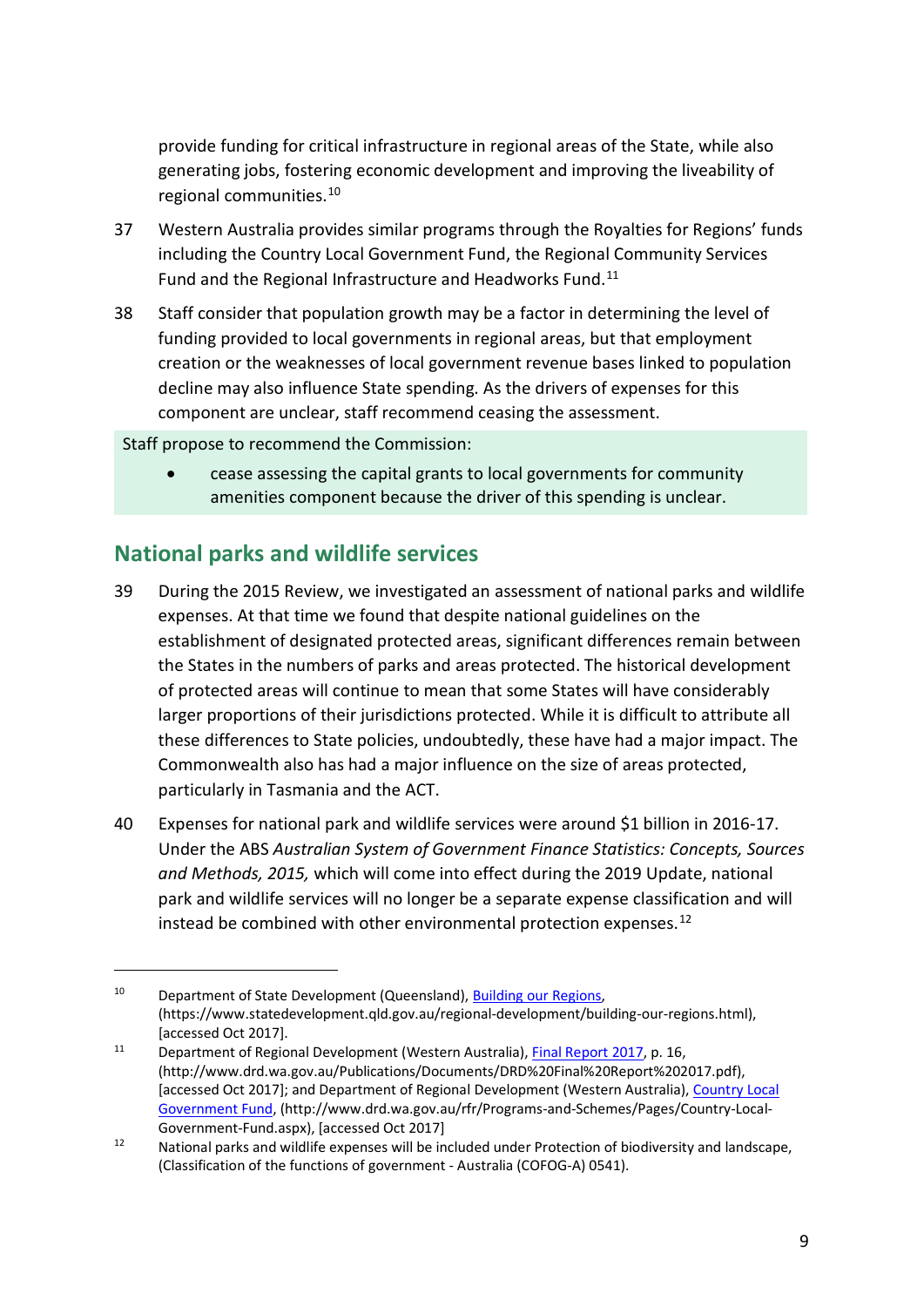provide funding for critical infrastructure in regional areas of the State, while also generating jobs, fostering economic development and improving the liveability of regional communities.[10]

37 Western Australia provides similar programs through the Royalties for Regions' funds including the Country Local Government Fund, the Regional Community Services Fund and the Regional Infrastructure and Headworks Fund.[11]

38 Staff consider that population growth may be a factor in determining the level of funding provided to local governments in regional areas, but that employment creation or the weaknesses of local government revenue bases linked to population decline may also influence State spending. As the drivers of expenses for this component are unclear, staff recommend ceasing the assessment.

Staff propose to recommend the Commission:

- cease assessing the capital grants to local governments for community amenities component because the driver of this spending is unclear.

## National parks and wildlife services

39 During the 2015 Review, we investigated an assessment of national parks and wildlife expenses. At that time we found that despite national guidelines on the establishment of designated protected areas, significant differences remain between the States in the numbers of parks and areas protected. The historical development of protected areas will continue to mean that some States will have considerably larger proportions of their jurisdictions protected. While it is difficult to attribute all these differences to State policies, undoubtedly, these have had a major impact. The Commonwealth also has had a major influence on the size of areas protected, particularly in Tasmania and the ACT.

40 Expenses for national park and wildlife services were around $1 billion in 2016-17. Under the ABS *Australian System of Government Finance Statistics: Concepts, Sources and Methods, 2015,* which will come into effect during the 2019 Update, national park and wildlife services will no longer be a separate expense classification and will instead be combined with other environmental protection expenses.[12]

---

[10] Department of State Development (Queensland), Building our Regions, (https://www.statedevelopment.qld.gov.au/regional-development/building-our-regions.html), [accessed Oct 2017].

[11] Department of Regional Development (Western Australia), Final Report 2017, p. 16, (http://www.drd.wa.gov.au/Publications/Documents/DRD%20Final%20Report%202017.pdf), [accessed Oct 2017]; and Department of Regional Development (Western Australia), Country Local Government Fund, (http://www.drd.wa.gov.au/rfr/Programs-and-Schemes/Pages/Country-Local-Government-Fund.aspx), [accessed Oct 2017]

[12] National parks and wildlife expenses will be included under Protection of biodiversity and landscape, (Classification of the functions of government - Australia (COFOG-A) 0541).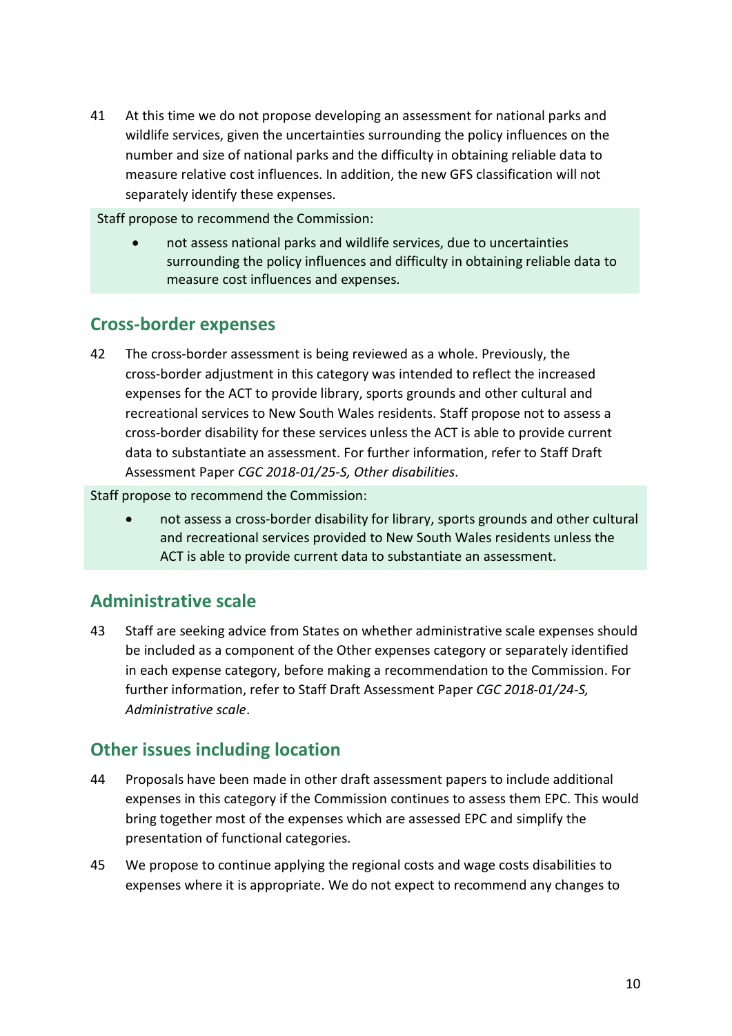41 At this time we do not propose developing an assessment for national parks and wildlife services, given the uncertainties surrounding the policy influences on the number and size of national parks and the difficulty in obtaining reliable data to measure relative cost influences. In addition, the new GFS classification will not separately identify these expenses.

Staff propose to recommend the Commission:

- not assess national parks and wildlife services, due to uncertainties surrounding the policy influences and difficulty in obtaining reliable data to measure cost influences and expenses.

## Cross-border expenses

42 The cross-border assessment is being reviewed as a whole. Previously, the cross-border adjustment in this category was intended to reflect the increased expenses for the ACT to provide library, sports grounds and other cultural and recreational services to New South Wales residents. Staff propose not to assess a cross-border disability for these services unless the ACT is able to provide current data to substantiate an assessment. For further information, refer to Staff Draft Assessment Paper *CGC 2018-01/25-S, Other disabilities*.

Staff propose to recommend the Commission:

- not assess a cross-border disability for library, sports grounds and other cultural and recreational services provided to New South Wales residents unless the ACT is able to provide current data to substantiate an assessment.

## Administrative scale

43 Staff are seeking advice from States on whether administrative scale expenses should be included as a component of the Other expenses category or separately identified in each expense category, before making a recommendation to the Commission. For further information, refer to Staff Draft Assessment Paper *CGC 2018-01/24-S, Administrative scale*.

## Other issues including location

44 Proposals have been made in other draft assessment papers to include additional expenses in this category if the Commission continues to assess them EPC. This would bring together most of the expenses which are assessed EPC and simplify the presentation of functional categories.

45 We propose to continue applying the regional costs and wage costs disabilities to expenses where it is appropriate. We do not expect to recommend any changes to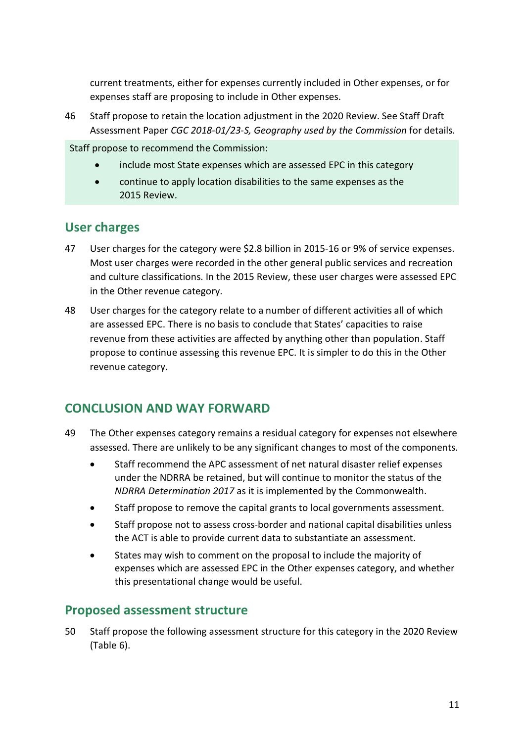current treatments, either for expenses currently included in Other expenses, or for expenses staff are proposing to include in Other expenses.

46 Staff propose to retain the location adjustment in the 2020 Review. See Staff Draft Assessment Paper *CGC 2018-01/23-S, Geography used by the Commission* for details.

Staff propose to recommend the Commission:

- include most State expenses which are assessed EPC in this category
- continue to apply location disabilities to the same expenses as the 2015 Review.

## User charges

47 User charges for the category were $2.8 billion in 2015-16 or 9% of service expenses. Most user charges were recorded in the other general public services and recreation and culture classifications. In the 2015 Review, these user charges were assessed EPC in the Other revenue category.

48 User charges for the category relate to a number of different activities all of which are assessed EPC. There is no basis to conclude that States' capacities to raise revenue from these activities are affected by anything other than population. Staff propose to continue assessing this revenue EPC. It is simpler to do this in the Other revenue category.

# CONCLUSION AND WAY FORWARD

49 The Other expenses category remains a residual category for expenses not elsewhere assessed. There are unlikely to be any significant changes to most of the components.

- Staff recommend the APC assessment of net natural disaster relief expenses under the NDRRA be retained, but will continue to monitor the status of the *NDRRA Determination 2017* as it is implemented by the Commonwealth.
- Staff propose to remove the capital grants to local governments assessment.
- Staff propose not to assess cross-border and national capital disabilities unless the ACT is able to provide current data to substantiate an assessment.
- States may wish to comment on the proposal to include the majority of expenses which are assessed EPC in the Other expenses category, and whether this presentational change would be useful.

## Proposed assessment structure

50 Staff propose the following assessment structure for this category in the 2020 Review (Table 6).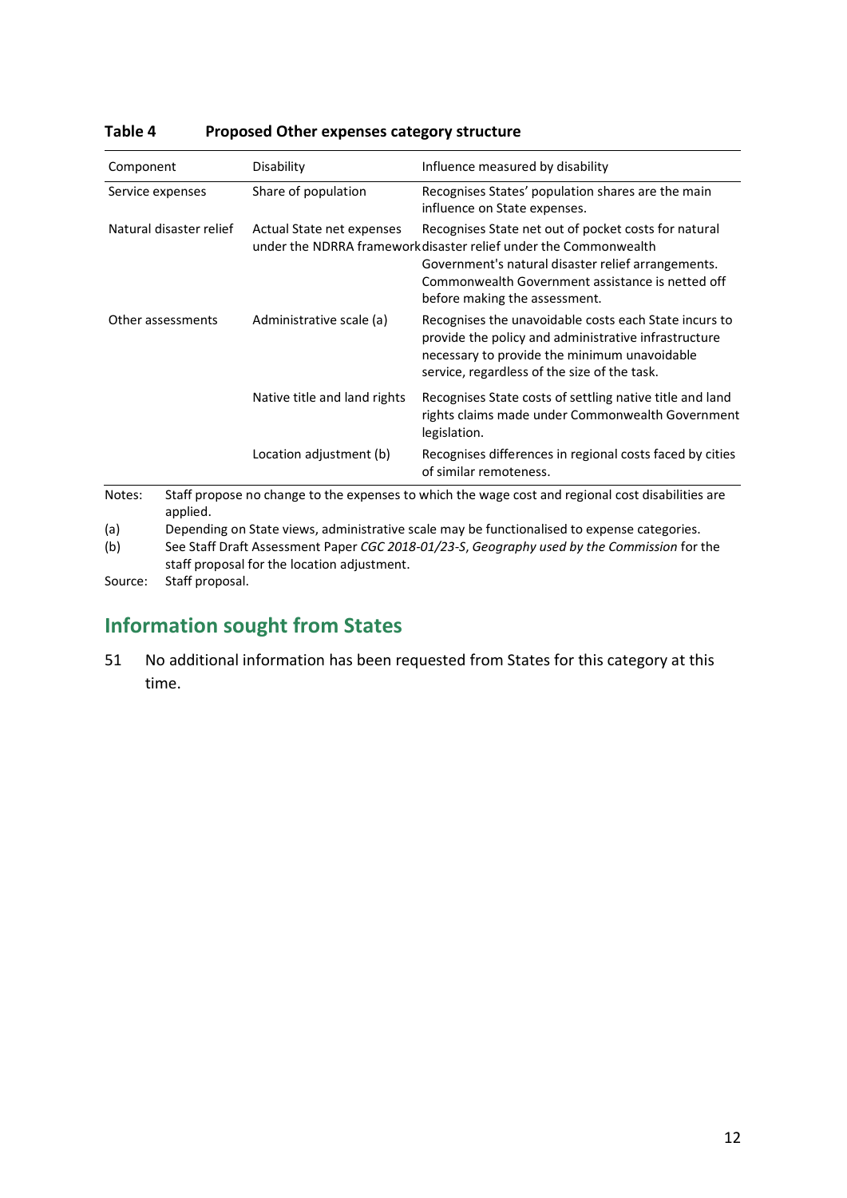**Table 4 Proposed Other expenses category structure**

| Component | Disability | Influence measured by disability |
| --- | --- | --- |
| Service expenses | Share of population | Recognises States' population shares are the main influence on State expenses. |
| Natural disaster relief | Actual State net expenses under the NDRRA framework | Recognises State net out of pocket costs for natural disaster relief under the Commonwealth Government's natural disaster relief arrangements. Commonwealth Government assistance is netted off before making the assessment. |
| Other assessments | Administrative scale (a) | Recognises the unavoidable costs each State incurs to provide the policy and administrative infrastructure necessary to provide the minimum unavoidable service, regardless of the size of the task. |
| | Native title and land rights | Recognises State costs of settling native title and land rights claims made under Commonwealth Government legislation. |
| | Location adjustment (b) | Recognises differences in regional costs faced by cities of similar remoteness. |

Notes: Staff propose no change to the expenses to which the wage cost and regional cost disabilities are applied.

(a) Depending on State views, administrative scale may be functionalised to expense categories.

(b) See Staff Draft Assessment Paper *CGC 2018-01/23-S*, *Geography used by the Commission* for the staff proposal for the location adjustment.

Source: Staff proposal.

## Information sought from States

51 No additional information has been requested from States for this category at this time.